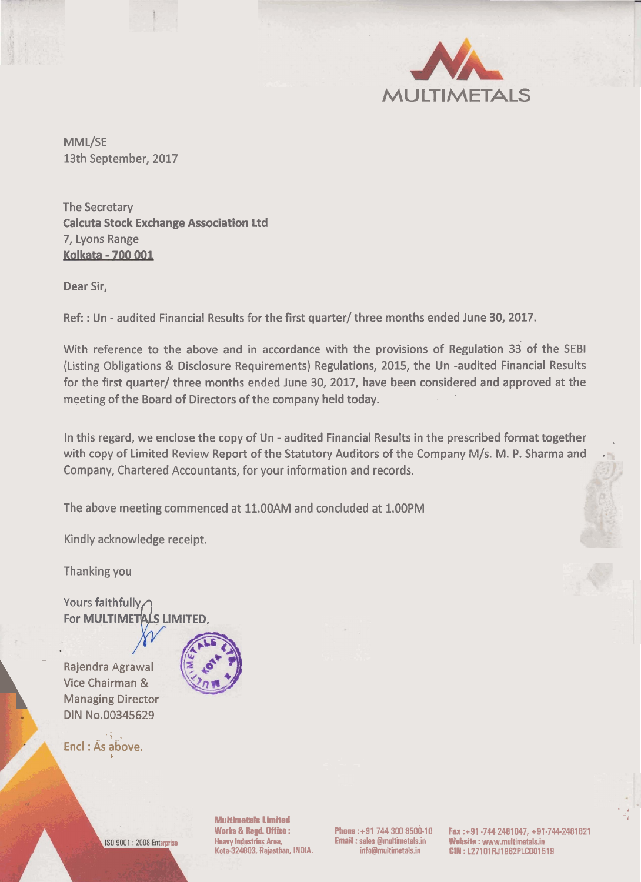MULTIMETALS

MML/SE
13th September, 2017

The Secretary
**Calcuta Stock Exchange Association Ltd**
7, Lyons Range
**Kolkata - 700 001**

Dear Sir,

Ref: : Un - audited Financial Results for the first quarter/ three months ended June 30, 2017.

With reference to the above and in accordance with the provisions of Regulation 33 of the SEBI (Listing Obligations & Disclosure Requirements) Regulations, 2015, the Un -audited Financial Results for the first quarter/ three months ended June 30, 2017, have been considered and approved at the meeting of the Board of Directors of the company held today.

In this regard, we enclose the copy of Un - audited Financial Results in the prescribed format together with copy of Limited Review Report of the Statutory Auditors of the Company M/s. M. P. Sharma and Company, Chartered Accountants, for your information and records.

The above meeting commenced at 11.00AM and concluded at 1.00PM

Kindly acknowledge receipt.

Thanking you

Yours faithfully,
For **MULTIMETALS LIMITED**,

Rajendra Agrawal
Vice Chairman &
Managing Director
DIN No.00345629

Encl : As above.

ISO 9001 : 2008 Enterprise

**Multimetals Limited**
**Works & Regd. Office :**
Heavy Industries Area,
Kota-324003, Rajasthan, INDIA.

**Phone :** +91 744 300 8500-10
**Email :** sales@multimetals.in
info@multimetals.in

**Fax :** +91 -744 2481047, +91-744-2481821
**Website :** www.multimetals.in
**CIN :** L27101RJ1962PLC001519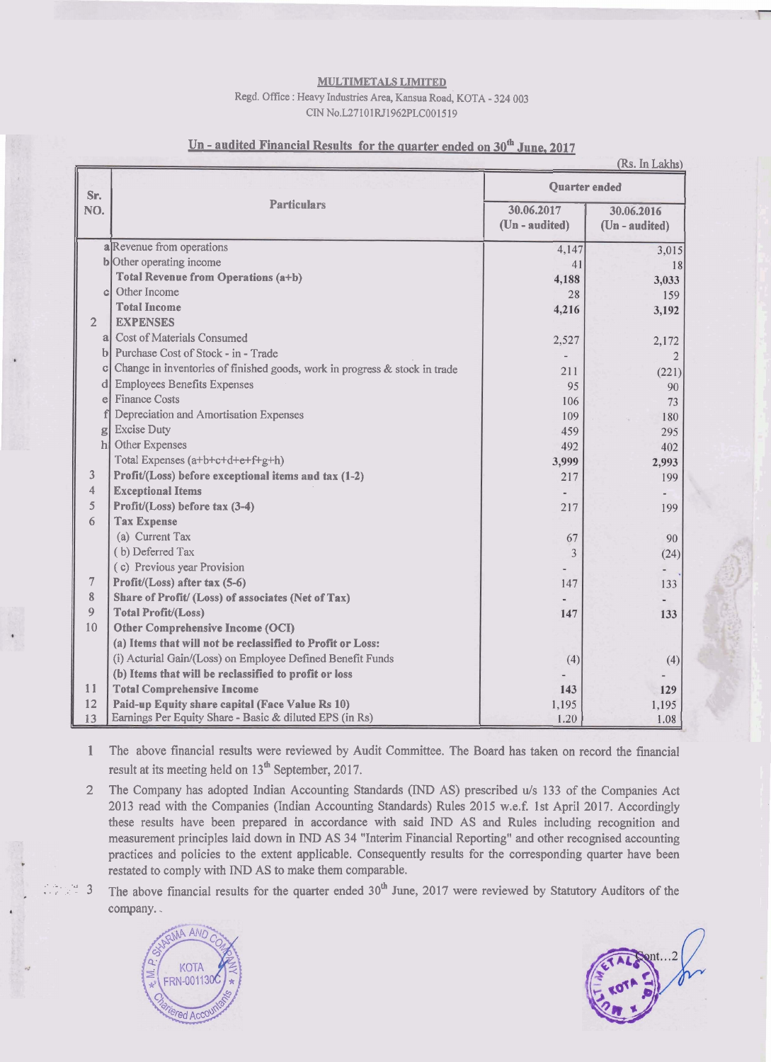**MULTIMETALS LIMITED**

Regd. Office : Heavy Industries Area, Kansua Road, KOTA - 324 003

CIN No.L27101RJ1962PLC001519

## Un - audited Financial Results for the quarter ended on 30th June, 2017

(Rs. In Lakhs)

| Sr. NO. | | Particulars | Quarter ended | |
|---|---|---|---|---|
| | | | 30.06.2017 (Un - audited) | 30.06.2016 (Un - audited) |
| | a | Revenue from operations | 4,147 | 3,015 |
| | b | Other operating income | 41 | 18 |
| | | **Total Revenue from Operations (a+b)** | **4,188** | **3,033** |
| | c | Other Income | 28 | 159 |
| | | **Total Income** | **4,216** | **3,192** |
| 2 | | **EXPENSES** | | |
| | a | Cost of Materials Consumed | 2,527 | 2,172 |
| | b | Purchase Cost of Stock - in - Trade | - | 2 |
| | c | Change in inventories of finished goods, work in progress & stock in trade | 211 | (221) |
| | d | Employees Benefits Expenses | 95 | 90 |
| | e | Finance Costs | 106 | 73 |
| | f | Depreciation and Amortisation Expenses | 109 | 180 |
| | g | Excise Duty | 459 | 295 |
| | h | Other Expenses | 492 | 402 |
| | | Total Expenses (a+b+c+d+e+f+g+h) | **3,999** | **2,993** |
| 3 | | **Profit/(Loss) before exceptional items and tax (1-2)** | 217 | 199 |
| 4 | | **Exceptional Items** | - | - |
| 5 | | **Profit/(Loss) before tax (3-4)** | 217 | 199 |
| 6 | | **Tax Expense** | | |
| | | (a) Current Tax | 67 | 90 |
| | | ( b) Deferred Tax | 3 | (24) |
| | | ( c) Previous year Provision | - | - |
| 7 | | **Profit/(Loss) after tax (5-6)** | 147 | 133 |
| 8 | | **Share of Profit/ (Loss) of associates (Net of Tax)** | - | - |
| 9 | | **Total Profit/(Loss)** | **147** | **133** |
| 10 | | **Other Comprehensive Income (OCI)** | | |
| | | **(a) Items that will not be reclassified to Profit or Loss:** | | |
| | | (i) Acturial Gain/(Loss) on Employee Defined Benefit Funds | (4) | (4) |
| | | **(b) Items that will be reclassified to profit or loss** | - | - |
| 11 | | **Total Comprehensive Income** | **143** | **129** |
| 12 | | **Paid-up Equity share capital (Face Value Rs 10)** | 1,195 | 1,195 |
| 13 | | Earnings Per Equity Share - Basic & diluted EPS (in Rs) | 1.20 | 1.08 |

1. The above financial results were reviewed by Audit Committee. The Board has taken on record the financial result at its meeting held on 13th September, 2017.
2. The Company has adopted Indian Accounting Standards (IND AS) prescribed u/s 133 of the Companies Act 2013 read with the Companies (Indian Accounting Standards) Rules 2015 w.e.f. 1st April 2017. Accordingly these results have been prepared in accordance with said IND AS and Rules including recognition and measurement principles laid down in IND AS 34 "Interim Financial Reporting" and other recognised accounting practices and policies to the extent applicable. Consequently results for the corresponding quarter have been restated to comply with IND AS to make them comparable.
3. The above financial results for the quarter ended 30th June, 2017 were reviewed by Statutory Auditors of the company.

Cont...2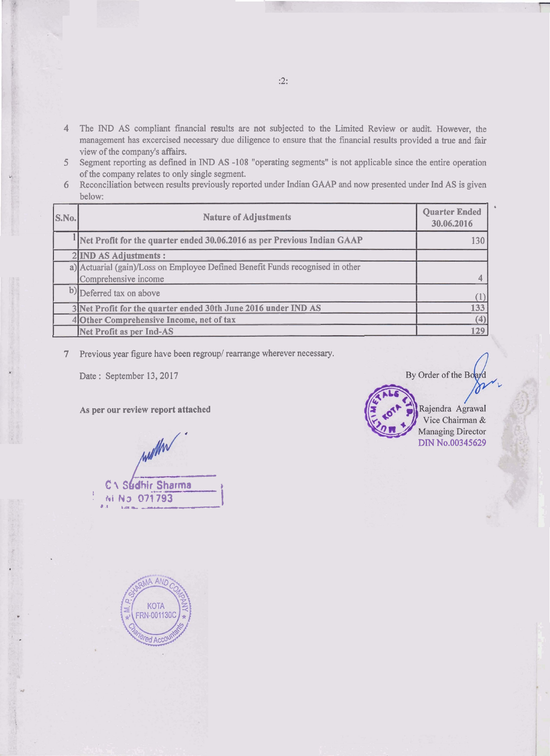4 The IND AS compliant financial results are not subjected to the Limited Review or audit. However, the management has excercised necessary due diligence to ensure that the financial results provided a true and fair view of the company's affairs.

5 Segment reporting as defined in IND AS -108 "operating segments" is not applicable since the entire operation of the company relates to only single segment.

6 Reconciliation between results previously reported under Indian GAAP and now presented under Ind AS is given below:

| S.No. | Nature of Adjustments | Quarter Ended 30.06.2016 |
|---|---|---|
| 1 | **Net Profit for the quarter ended 30.06.2016 as per Previous Indian GAAP** | 130 |
| 2 | **IND AS Adjustments :** | |
| a) | Actuarial (gain)/Loss on Employee Defined Benefit Funds recognised in other Comprehensive income | 4 |
| b) | Deferred tax on above | (1) |
| 3 | **Net Profit for the quarter ended 30th June 2016 under IND AS** | 133 |
| 4 | **Other Comprehensive Income, net of tax** | (4) |
| | **Net Profit as per Ind-AS** | 129 |

7 Previous year figure have been regroup/ rearrange wherever necessary.

Date : September 13, 2017

By Order of the Board

**As per our review report attached**

Rajendra Agrawal
Vice Chairman &
Managing Director
DIN No.00345629

CA Sudhir Sharma
M No 071793

M.P. SHARMA AND COMPANY
KOTA
FRN-001130C
Chartered Accountants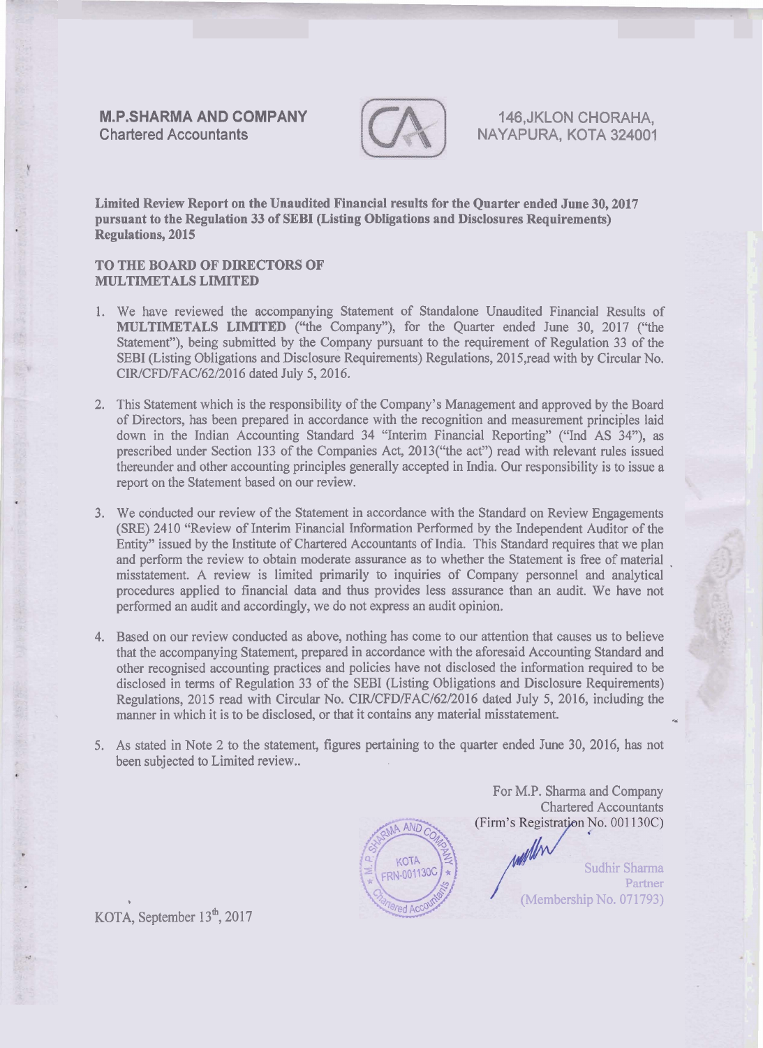**M.P.SHARMA AND COMPANY**
Chartered Accountants

146,JKLON CHORAHA,
NAYAPURA, KOTA 324001

**Limited Review Report on the Unaudited Financial results for the Quarter ended June 30, 2017 pursuant to the Regulation 33 of SEBI (Listing Obligations and Disclosures Requirements) Regulations, 2015**

**TO THE BOARD OF DIRECTORS OF MULTIMETALS LIMITED**

1. We have reviewed the accompanying Statement of Standalone Unaudited Financial Results of **MULTIMETALS LIMITED** ("the Company"), for the Quarter ended June 30, 2017 ("the Statement"), being submitted by the Company pursuant to the requirement of Regulation 33 of the SEBI (Listing Obligations and Disclosure Requirements) Regulations, 2015,read with by Circular No. CIR/CFD/FAC/62/2016 dated July 5, 2016.

2. This Statement which is the responsibility of the Company's Management and approved by the Board of Directors, has been prepared in accordance with the recognition and measurement principles laid down in the Indian Accounting Standard 34 "Interim Financial Reporting" ("Ind AS 34"), as prescribed under Section 133 of the Companies Act, 2013("the act") read with relevant rules issued thereunder and other accounting principles generally accepted in India. Our responsibility is to issue a report on the Statement based on our review.

3. We conducted our review of the Statement in accordance with the Standard on Review Engagements (SRE) 2410 "Review of Interim Financial Information Performed by the Independent Auditor of the Entity" issued by the Institute of Chartered Accountants of India. This Standard requires that we plan and perform the review to obtain moderate assurance as to whether the Statement is free of material misstatement. A review is limited primarily to inquiries of Company personnel and analytical procedures applied to financial data and thus provides less assurance than an audit. We have not performed an audit and accordingly, we do not express an audit opinion.

4. Based on our review conducted as above, nothing has come to our attention that causes us to believe that the accompanying Statement, prepared in accordance with the aforesaid Accounting Standard and other recognised accounting practices and policies have not disclosed the information required to be disclosed in terms of Regulation 33 of the SEBI (Listing Obligations and Disclosure Requirements) Regulations, 2015 read with Circular No. CIR/CFD/FAC/62/2016 dated July 5, 2016, including the manner in which it is to be disclosed, or that it contains any material misstatement.

5. As stated in Note 2 to the statement, figures pertaining to the quarter ended June 30, 2016, has not been subjected to Limited review..

For M.P. Sharma and Company
Chartered Accountants
(Firm's Registration No. 001130C)

Sudhir Sharma
Partner
(Membership No. 071793)

KOTA, September 13th, 2017